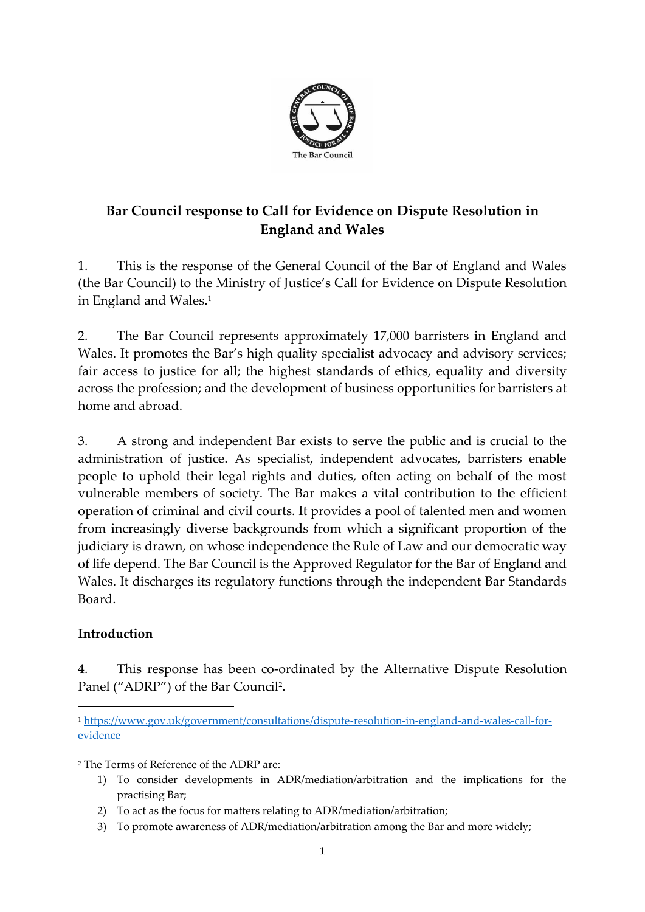The Bar Council

# Bar Council response to Call for Evidence on Dispute Resolution in England and Wales

1. This is the response of the General Council of the Bar of England and Wales (the Bar Council) to the Ministry of Justice's Call for Evidence on Dispute Resolution in England and Wales.[1]

2. The Bar Council represents approximately 17,000 barristers in England and Wales. It promotes the Bar's high quality specialist advocacy and advisory services; fair access to justice for all; the highest standards of ethics, equality and diversity across the profession; and the development of business opportunities for barristers at home and abroad.

3. A strong and independent Bar exists to serve the public and is crucial to the administration of justice. As specialist, independent advocates, barristers enable people to uphold their legal rights and duties, often acting on behalf of the most vulnerable members of society. The Bar makes a vital contribution to the efficient operation of criminal and civil courts. It provides a pool of talented men and women from increasingly diverse backgrounds from which a significant proportion of the judiciary is drawn, on whose independence the Rule of Law and our democratic way of life depend. The Bar Council is the Approved Regulator for the Bar of England and Wales. It discharges its regulatory functions through the independent Bar Standards Board.

## Introduction

4. This response has been co-ordinated by the Alternative Dispute Resolution Panel ("ADRP") of the Bar Council[2].

---

[1] https://www.gov.uk/government/consultations/dispute-resolution-in-england-and-wales-call-for-evidence

[2] The Terms of Reference of the ADRP are:

1) To consider developments in ADR/mediation/arbitration and the implications for the practising Bar;
2) To act as the focus for matters relating to ADR/mediation/arbitration;
3) To promote awareness of ADR/mediation/arbitration among the Bar and more widely;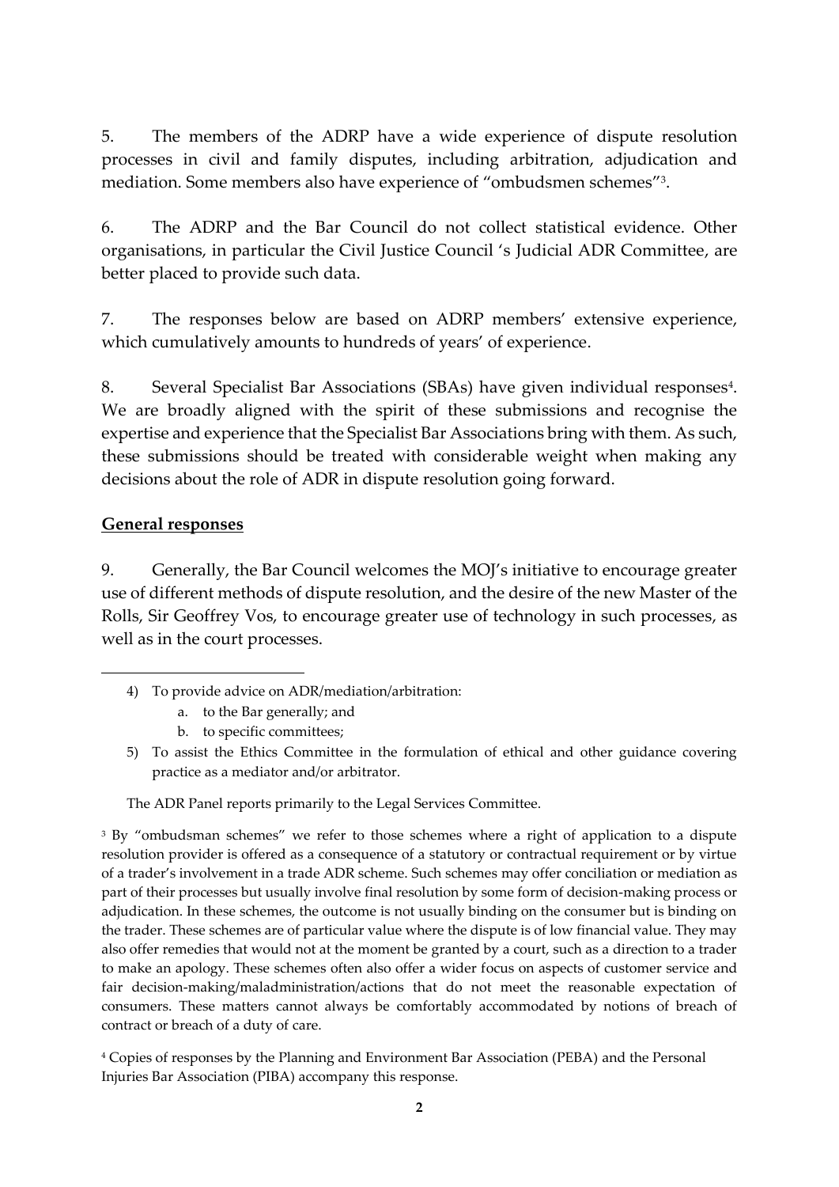5. The members of the ADRP have a wide experience of dispute resolution processes in civil and family disputes, including arbitration, adjudication and mediation. Some members also have experience of "ombudsmen schemes"[3].

6. The ADRP and the Bar Council do not collect statistical evidence. Other organisations, in particular the Civil Justice Council 's Judicial ADR Committee, are better placed to provide such data.

7. The responses below are based on ADRP members' extensive experience, which cumulatively amounts to hundreds of years' of experience.

8. Several Specialist Bar Associations (SBAs) have given individual responses[4]. We are broadly aligned with the spirit of these submissions and recognise the expertise and experience that the Specialist Bar Associations bring with them. As such, these submissions should be treated with considerable weight when making any decisions about the role of ADR in dispute resolution going forward.

**General responses**

9. Generally, the Bar Council welcomes the MOJ's initiative to encourage greater use of different methods of dispute resolution, and the desire of the new Master of the Rolls, Sir Geoffrey Vos, to encourage greater use of technology in such processes, as well as in the court processes.

---

4) To provide advice on ADR/mediation/arbitration:
   a. to the Bar generally; and
   b. to specific committees;
5) To assist the Ethics Committee in the formulation of ethical and other guidance covering practice as a mediator and/or arbitrator.

The ADR Panel reports primarily to the Legal Services Committee.

[3] By "ombudsman schemes" we refer to those schemes where a right of application to a dispute resolution provider is offered as a consequence of a statutory or contractual requirement or by virtue of a trader's involvement in a trade ADR scheme. Such schemes may offer conciliation or mediation as part of their processes but usually involve final resolution by some form of decision-making process or adjudication. In these schemes, the outcome is not usually binding on the consumer but is binding on the trader. These schemes are of particular value where the dispute is of low financial value. They may also offer remedies that would not at the moment be granted by a court, such as a direction to a trader to make an apology. These schemes often also offer a wider focus on aspects of customer service and fair decision-making/maladministration/actions that do not meet the reasonable expectation of consumers. These matters cannot always be comfortably accommodated by notions of breach of contract or breach of a duty of care.

[4] Copies of responses by the Planning and Environment Bar Association (PEBA) and the Personal Injuries Bar Association (PIBA) accompany this response.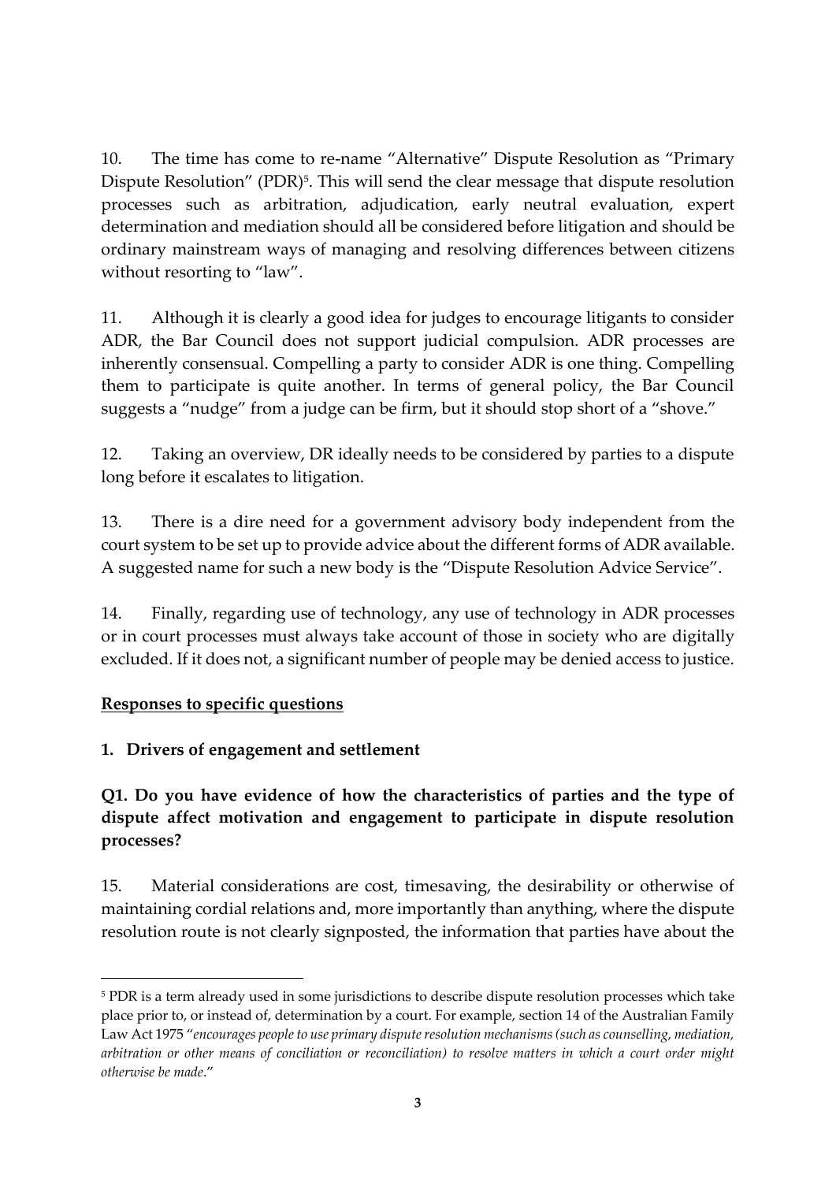10. The time has come to re-name "Alternative" Dispute Resolution as "Primary Dispute Resolution" (PDR)[5]. This will send the clear message that dispute resolution processes such as arbitration, adjudication, early neutral evaluation, expert determination and mediation should all be considered before litigation and should be ordinary mainstream ways of managing and resolving differences between citizens without resorting to "law".

11. Although it is clearly a good idea for judges to encourage litigants to consider ADR, the Bar Council does not support judicial compulsion. ADR processes are inherently consensual. Compelling a party to consider ADR is one thing. Compelling them to participate is quite another. In terms of general policy, the Bar Council suggests a "nudge" from a judge can be firm, but it should stop short of a "shove."

12. Taking an overview, DR ideally needs to be considered by parties to a dispute long before it escalates to litigation.

13. There is a dire need for a government advisory body independent from the court system to be set up to provide advice about the different forms of ADR available. A suggested name for such a new body is the "Dispute Resolution Advice Service".

14. Finally, regarding use of technology, any use of technology in ADR processes or in court processes must always take account of those in society who are digitally excluded. If it does not, a significant number of people may be denied access to justice.

## <u>Responses to specific questions</u>

### 1. Drivers of engagement and settlement

**Q1. Do you have evidence of how the characteristics of parties and the type of dispute affect motivation and engagement to participate in dispute resolution processes?**

15. Material considerations are cost, timesaving, the desirability or otherwise of maintaining cordial relations and, more importantly than anything, where the dispute resolution route is not clearly signposted, the information that parties have about the

---

[5] PDR is a term already used in some jurisdictions to describe dispute resolution processes which take place prior to, or instead of, determination by a court. For example, section 14 of the Australian Family Law Act 1975 "*encourages people to use primary dispute resolution mechanisms (such as counselling, mediation, arbitration or other means of conciliation or reconciliation) to resolve matters in which a court order might otherwise be made*."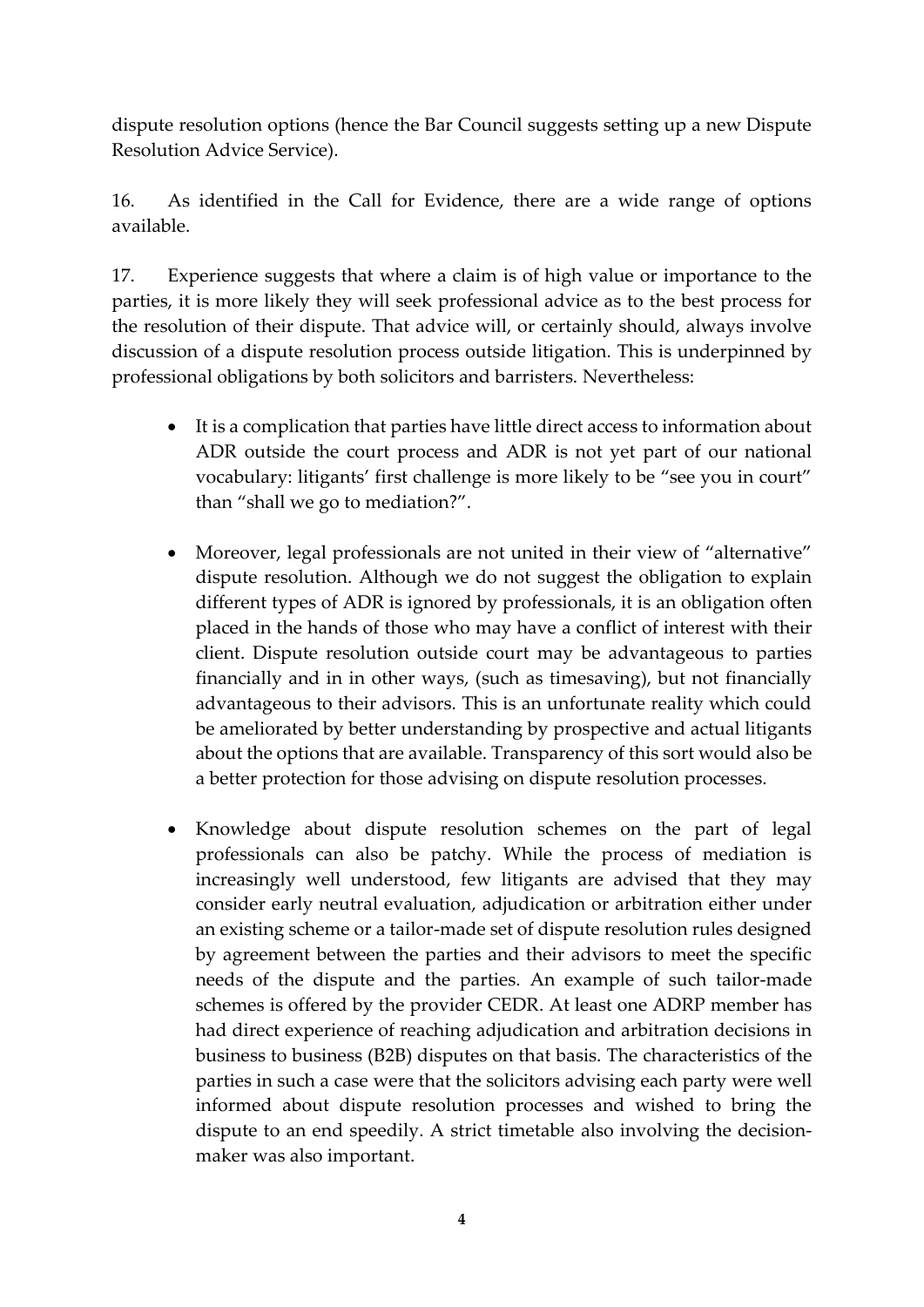dispute resolution options (hence the Bar Council suggests setting up a new Dispute Resolution Advice Service).

16. As identified in the Call for Evidence, there are a wide range of options available.

17. Experience suggests that where a claim is of high value or importance to the parties, it is more likely they will seek professional advice as to the best process for the resolution of their dispute. That advice will, or certainly should, always involve discussion of a dispute resolution process outside litigation. This is underpinned by professional obligations by both solicitors and barristers. Nevertheless:

- It is a complication that parties have little direct access to information about ADR outside the court process and ADR is not yet part of our national vocabulary: litigants' first challenge is more likely to be "see you in court" than "shall we go to mediation?".

- Moreover, legal professionals are not united in their view of "alternative" dispute resolution. Although we do not suggest the obligation to explain different types of ADR is ignored by professionals, it is an obligation often placed in the hands of those who may have a conflict of interest with their client. Dispute resolution outside court may be advantageous to parties financially and in in other ways, (such as timesaving), but not financially advantageous to their advisors. This is an unfortunate reality which could be ameliorated by better understanding by prospective and actual litigants about the options that are available. Transparency of this sort would also be a better protection for those advising on dispute resolution processes.

- Knowledge about dispute resolution schemes on the part of legal professionals can also be patchy. While the process of mediation is increasingly well understood, few litigants are advised that they may consider early neutral evaluation, adjudication or arbitration either under an existing scheme or a tailor-made set of dispute resolution rules designed by agreement between the parties and their advisors to meet the specific needs of the dispute and the parties. An example of such tailor-made schemes is offered by the provider CEDR. At least one ADRP member has had direct experience of reaching adjudication and arbitration decisions in business to business (B2B) disputes on that basis. The characteristics of the parties in such a case were that the solicitors advising each party were well informed about dispute resolution processes and wished to bring the dispute to an end speedily. A strict timetable also involving the decision-maker was also important.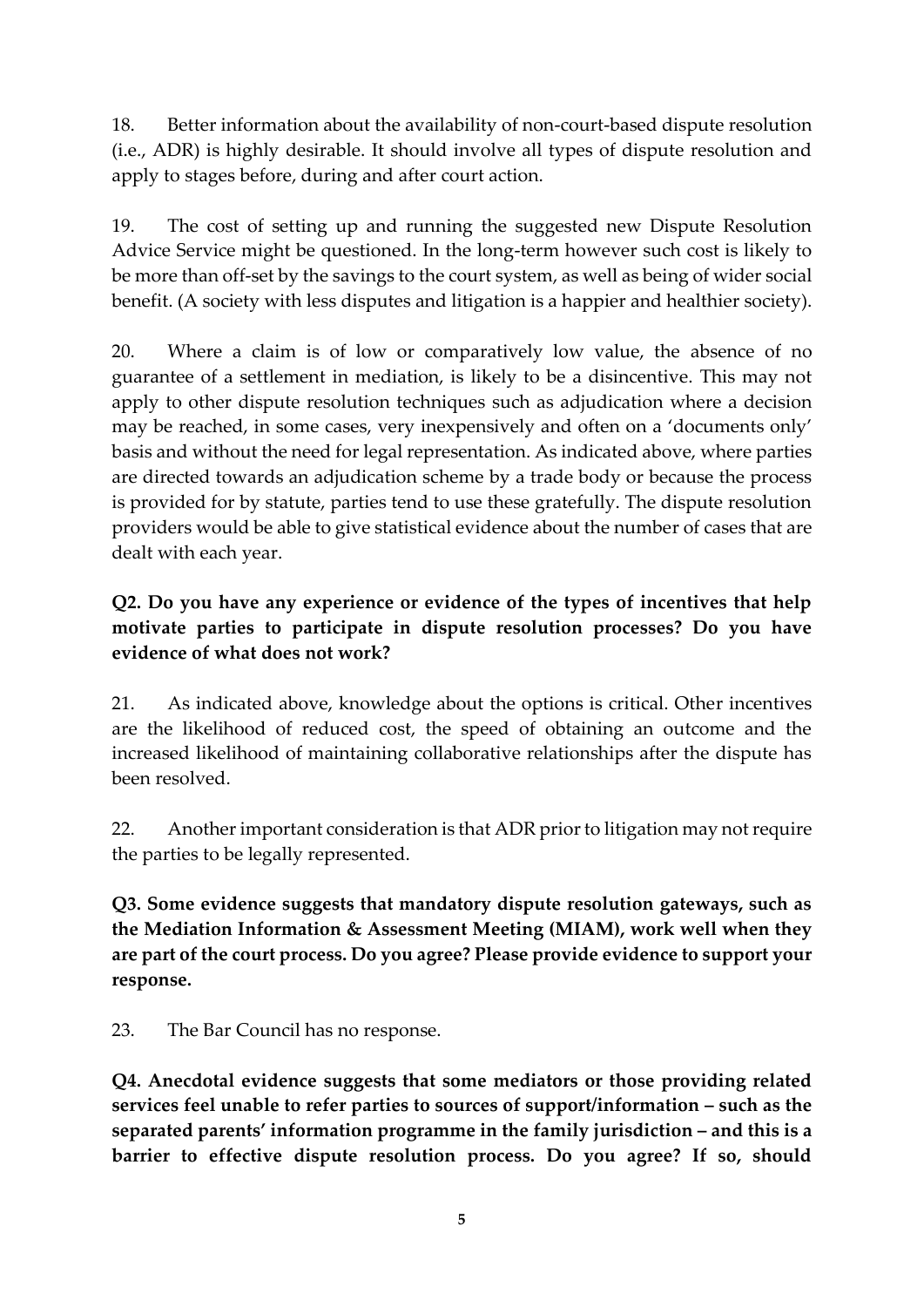18. Better information about the availability of non-court-based dispute resolution (i.e., ADR) is highly desirable. It should involve all types of dispute resolution and apply to stages before, during and after court action.

19. The cost of setting up and running the suggested new Dispute Resolution Advice Service might be questioned. In the long-term however such cost is likely to be more than off-set by the savings to the court system, as well as being of wider social benefit. (A society with less disputes and litigation is a happier and healthier society).

20. Where a claim is of low or comparatively low value, the absence of no guarantee of a settlement in mediation, is likely to be a disincentive. This may not apply to other dispute resolution techniques such as adjudication where a decision may be reached, in some cases, very inexpensively and often on a 'documents only' basis and without the need for legal representation. As indicated above, where parties are directed towards an adjudication scheme by a trade body or because the process is provided for by statute, parties tend to use these gratefully. The dispute resolution providers would be able to give statistical evidence about the number of cases that are dealt with each year.

**Q2. Do you have any experience or evidence of the types of incentives that help motivate parties to participate in dispute resolution processes? Do you have evidence of what does not work?**

21. As indicated above, knowledge about the options is critical. Other incentives are the likelihood of reduced cost, the speed of obtaining an outcome and the increased likelihood of maintaining collaborative relationships after the dispute has been resolved.

22. Another important consideration is that ADR prior to litigation may not require the parties to be legally represented.

**Q3. Some evidence suggests that mandatory dispute resolution gateways, such as the Mediation Information & Assessment Meeting (MIAM), work well when they are part of the court process. Do you agree? Please provide evidence to support your response.**

23. The Bar Council has no response.

**Q4. Anecdotal evidence suggests that some mediators or those providing related services feel unable to refer parties to sources of support/information – such as the separated parents' information programme in the family jurisdiction – and this is a barrier to effective dispute resolution process. Do you agree? If so, should**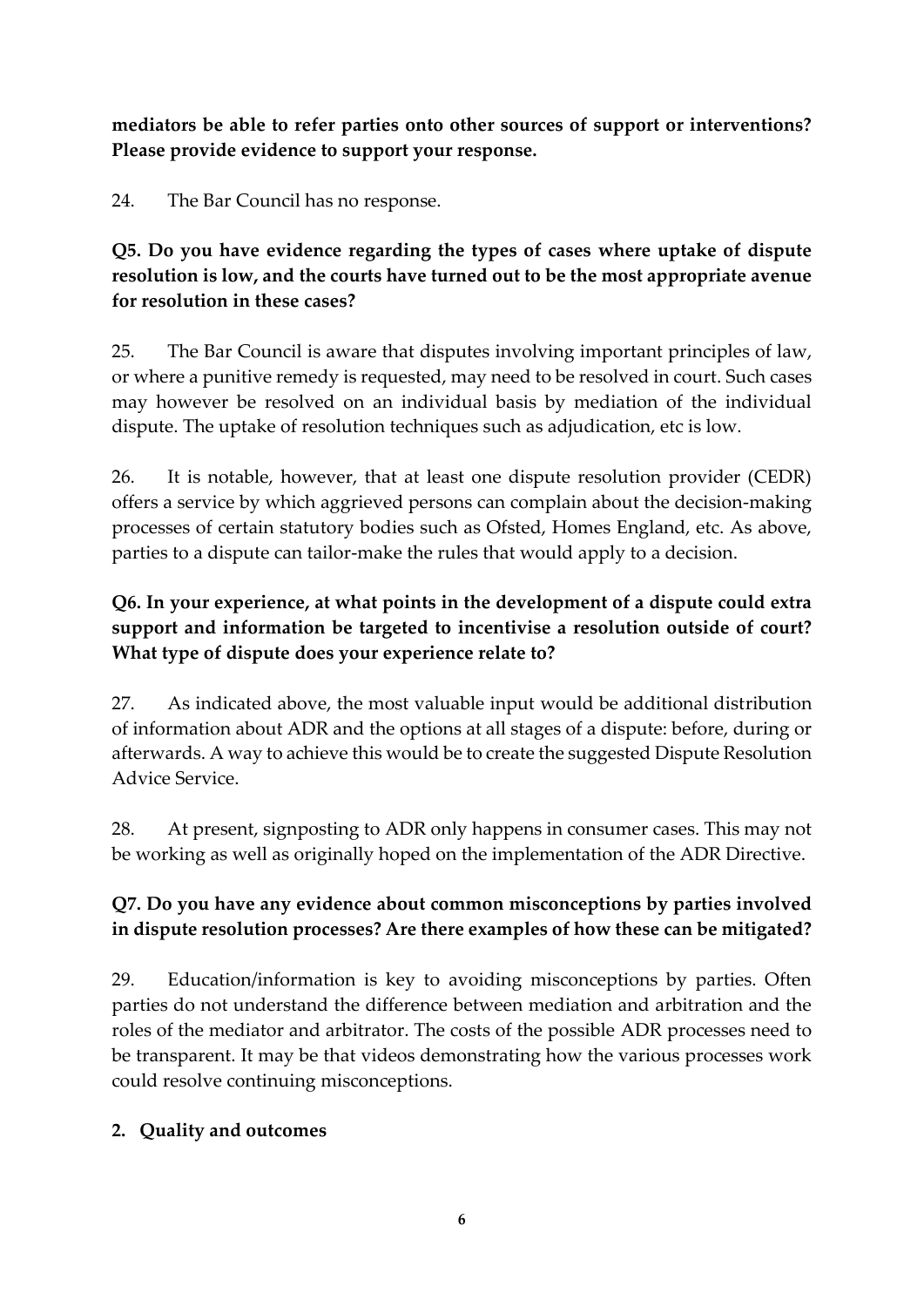**mediators be able to refer parties onto other sources of support or interventions? Please provide evidence to support your response.**

24. The Bar Council has no response.

**Q5. Do you have evidence regarding the types of cases where uptake of dispute resolution is low, and the courts have turned out to be the most appropriate avenue for resolution in these cases?**

25. The Bar Council is aware that disputes involving important principles of law, or where a punitive remedy is requested, may need to be resolved in court. Such cases may however be resolved on an individual basis by mediation of the individual dispute. The uptake of resolution techniques such as adjudication, etc is low.

26. It is notable, however, that at least one dispute resolution provider (CEDR) offers a service by which aggrieved persons can complain about the decision-making processes of certain statutory bodies such as Ofsted, Homes England, etc. As above, parties to a dispute can tailor-make the rules that would apply to a decision.

**Q6. In your experience, at what points in the development of a dispute could extra support and information be targeted to incentivise a resolution outside of court? What type of dispute does your experience relate to?**

27. As indicated above, the most valuable input would be additional distribution of information about ADR and the options at all stages of a dispute: before, during or afterwards. A way to achieve this would be to create the suggested Dispute Resolution Advice Service.

28. At present, signposting to ADR only happens in consumer cases. This may not be working as well as originally hoped on the implementation of the ADR Directive.

**Q7. Do you have any evidence about common misconceptions by parties involved in dispute resolution processes? Are there examples of how these can be mitigated?**

29. Education/information is key to avoiding misconceptions by parties. Often parties do not understand the difference between mediation and arbitration and the roles of the mediator and arbitrator. The costs of the possible ADR processes need to be transparent. It may be that videos demonstrating how the various processes work could resolve continuing misconceptions.

## 2. Quality and outcomes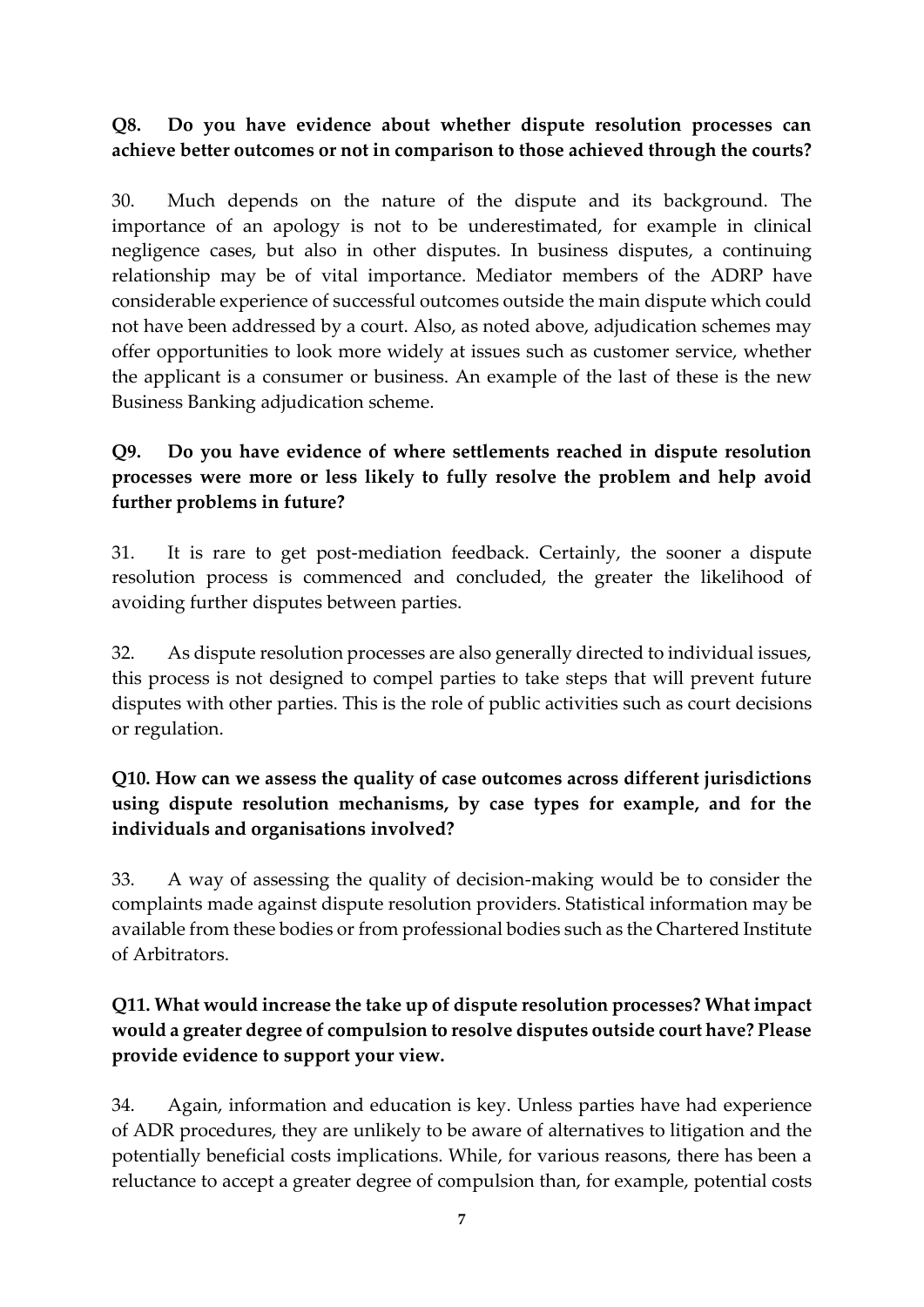**Q8. Do you have evidence about whether dispute resolution processes can achieve better outcomes or not in comparison to those achieved through the courts?**

30. Much depends on the nature of the dispute and its background. The importance of an apology is not to be underestimated, for example in clinical negligence cases, but also in other disputes. In business disputes, a continuing relationship may be of vital importance. Mediator members of the ADRP have considerable experience of successful outcomes outside the main dispute which could not have been addressed by a court. Also, as noted above, adjudication schemes may offer opportunities to look more widely at issues such as customer service, whether the applicant is a consumer or business. An example of the last of these is the new Business Banking adjudication scheme.

**Q9. Do you have evidence of where settlements reached in dispute resolution processes were more or less likely to fully resolve the problem and help avoid further problems in future?**

31. It is rare to get post-mediation feedback. Certainly, the sooner a dispute resolution process is commenced and concluded, the greater the likelihood of avoiding further disputes between parties.

32. As dispute resolution processes are also generally directed to individual issues, this process is not designed to compel parties to take steps that will prevent future disputes with other parties. This is the role of public activities such as court decisions or regulation.

**Q10. How can we assess the quality of case outcomes across different jurisdictions using dispute resolution mechanisms, by case types for example, and for the individuals and organisations involved?**

33. A way of assessing the quality of decision-making would be to consider the complaints made against dispute resolution providers. Statistical information may be available from these bodies or from professional bodies such as the Chartered Institute of Arbitrators.

**Q11. What would increase the take up of dispute resolution processes? What impact would a greater degree of compulsion to resolve disputes outside court have? Please provide evidence to support your view.**

34. Again, information and education is key. Unless parties have had experience of ADR procedures, they are unlikely to be aware of alternatives to litigation and the potentially beneficial costs implications. While, for various reasons, there has been a reluctance to accept a greater degree of compulsion than, for example, potential costs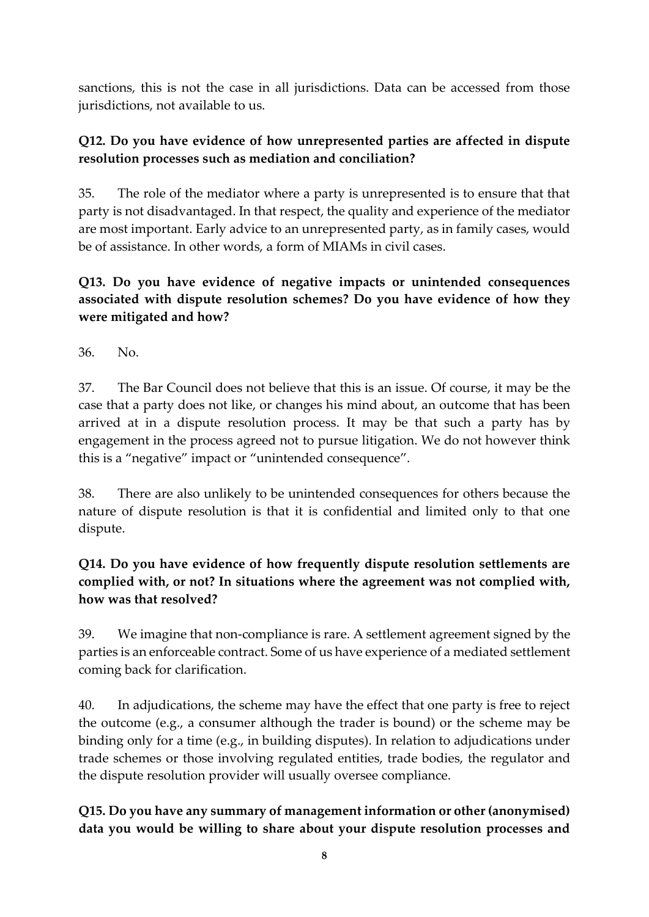sanctions, this is not the case in all jurisdictions. Data can be accessed from those jurisdictions, not available to us.

**Q12. Do you have evidence of how unrepresented parties are affected in dispute resolution processes such as mediation and conciliation?**

35. The role of the mediator where a party is unrepresented is to ensure that that party is not disadvantaged. In that respect, the quality and experience of the mediator are most important. Early advice to an unrepresented party, as in family cases, would be of assistance. In other words, a form of MIAMs in civil cases.

**Q13. Do you have evidence of negative impacts or unintended consequences associated with dispute resolution schemes? Do you have evidence of how they were mitigated and how?**

36. No.

37. The Bar Council does not believe that this is an issue. Of course, it may be the case that a party does not like, or changes his mind about, an outcome that has been arrived at in a dispute resolution process. It may be that such a party has by engagement in the process agreed not to pursue litigation. We do not however think this is a "negative" impact or "unintended consequence".

38. There are also unlikely to be unintended consequences for others because the nature of dispute resolution is that it is confidential and limited only to that one dispute.

**Q14. Do you have evidence of how frequently dispute resolution settlements are complied with, or not? In situations where the agreement was not complied with, how was that resolved?**

39. We imagine that non-compliance is rare. A settlement agreement signed by the parties is an enforceable contract. Some of us have experience of a mediated settlement coming back for clarification.

40. In adjudications, the scheme may have the effect that one party is free to reject the outcome (e.g., a consumer although the trader is bound) or the scheme may be binding only for a time (e.g., in building disputes). In relation to adjudications under trade schemes or those involving regulated entities, trade bodies, the regulator and the dispute resolution provider will usually oversee compliance.

**Q15. Do you have any summary of management information or other (anonymised) data you would be willing to share about your dispute resolution processes and**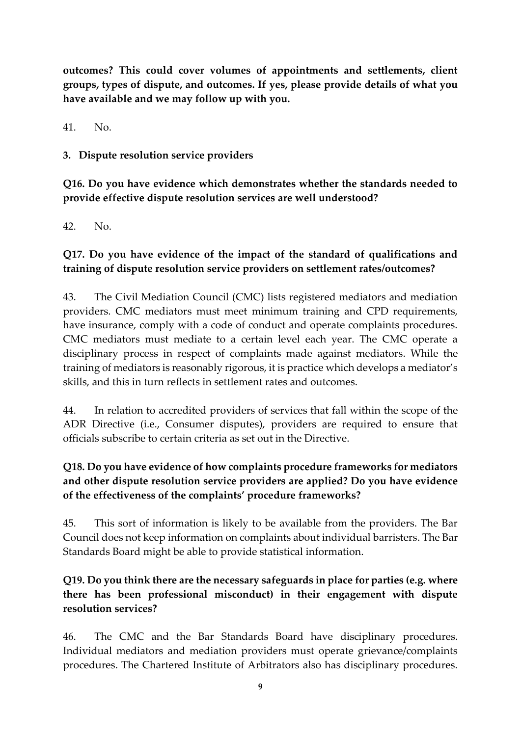**outcomes? This could cover volumes of appointments and settlements, client groups, types of dispute, and outcomes. If yes, please provide details of what you have available and we may follow up with you.**

41. No.

## 3. Dispute resolution service providers

**Q16. Do you have evidence which demonstrates whether the standards needed to provide effective dispute resolution services are well understood?**

42. No.

**Q17. Do you have evidence of the impact of the standard of qualifications and training of dispute resolution service providers on settlement rates/outcomes?**

43. The Civil Mediation Council (CMC) lists registered mediators and mediation providers. CMC mediators must meet minimum training and CPD requirements, have insurance, comply with a code of conduct and operate complaints procedures. CMC mediators must mediate to a certain level each year. The CMC operate a disciplinary process in respect of complaints made against mediators. While the training of mediators is reasonably rigorous, it is practice which develops a mediator's skills, and this in turn reflects in settlement rates and outcomes.

44. In relation to accredited providers of services that fall within the scope of the ADR Directive (i.e., Consumer disputes), providers are required to ensure that officials subscribe to certain criteria as set out in the Directive.

**Q18. Do you have evidence of how complaints procedure frameworks for mediators and other dispute resolution service providers are applied? Do you have evidence of the effectiveness of the complaints' procedure frameworks?**

45. This sort of information is likely to be available from the providers. The Bar Council does not keep information on complaints about individual barristers. The Bar Standards Board might be able to provide statistical information.

**Q19. Do you think there are the necessary safeguards in place for parties (e.g. where there has been professional misconduct) in their engagement with dispute resolution services?**

46. The CMC and the Bar Standards Board have disciplinary procedures. Individual mediators and mediation providers must operate grievance/complaints procedures. The Chartered Institute of Arbitrators also has disciplinary procedures.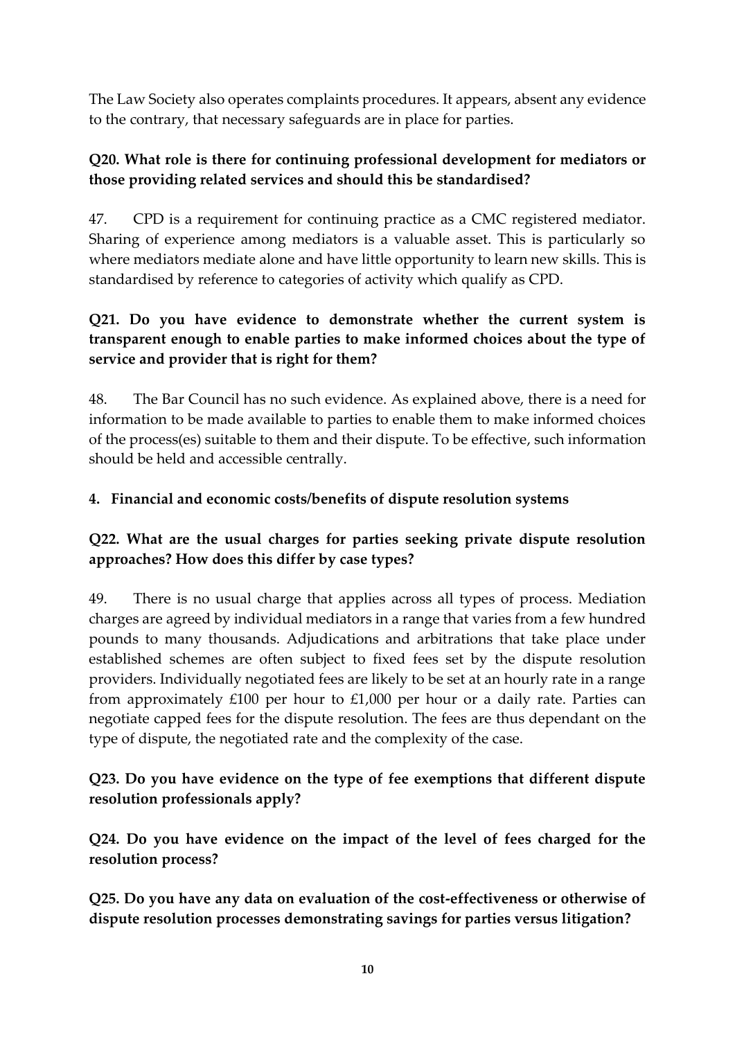The Law Society also operates complaints procedures. It appears, absent any evidence to the contrary, that necessary safeguards are in place for parties.

**Q20. What role is there for continuing professional development for mediators or those providing related services and should this be standardised?**

47. CPD is a requirement for continuing practice as a CMC registered mediator. Sharing of experience among mediators is a valuable asset. This is particularly so where mediators mediate alone and have little opportunity to learn new skills. This is standardised by reference to categories of activity which qualify as CPD.

**Q21. Do you have evidence to demonstrate whether the current system is transparent enough to enable parties to make informed choices about the type of service and provider that is right for them?**

48. The Bar Council has no such evidence. As explained above, there is a need for information to be made available to parties to enable them to make informed choices of the process(es) suitable to them and their dispute. To be effective, such information should be held and accessible centrally.

**4. Financial and economic costs/benefits of dispute resolution systems**

**Q22. What are the usual charges for parties seeking private dispute resolution approaches? How does this differ by case types?**

49. There is no usual charge that applies across all types of process. Mediation charges are agreed by individual mediators in a range that varies from a few hundred pounds to many thousands. Adjudications and arbitrations that take place under established schemes are often subject to fixed fees set by the dispute resolution providers. Individually negotiated fees are likely to be set at an hourly rate in a range from approximately £100 per hour to £1,000 per hour or a daily rate. Parties can negotiate capped fees for the dispute resolution. The fees are thus dependant on the type of dispute, the negotiated rate and the complexity of the case.

**Q23. Do you have evidence on the type of fee exemptions that different dispute resolution professionals apply?**

**Q24. Do you have evidence on the impact of the level of fees charged for the resolution process?**

**Q25. Do you have any data on evaluation of the cost-effectiveness or otherwise of dispute resolution processes demonstrating savings for parties versus litigation?**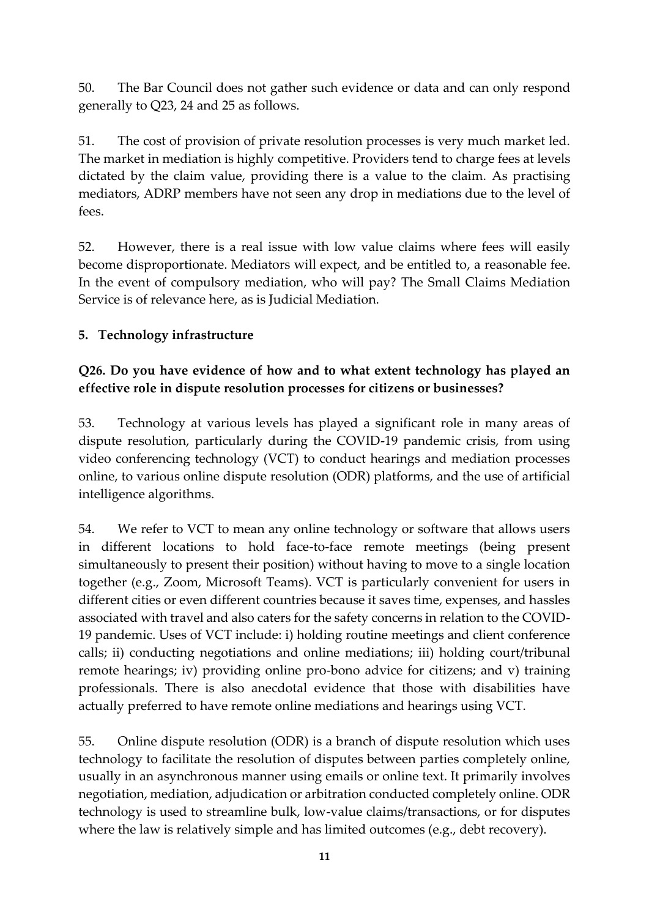50. The Bar Council does not gather such evidence or data and can only respond generally to Q23, 24 and 25 as follows.

51. The cost of provision of private resolution processes is very much market led. The market in mediation is highly competitive. Providers tend to charge fees at levels dictated by the claim value, providing there is a value to the claim. As practising mediators, ADRP members have not seen any drop in mediations due to the level of fees.

52. However, there is a real issue with low value claims where fees will easily become disproportionate. Mediators will expect, and be entitled to, a reasonable fee. In the event of compulsory mediation, who will pay? The Small Claims Mediation Service is of relevance here, as is Judicial Mediation.

## 5. Technology infrastructure

### Q26. Do you have evidence of how and to what extent technology has played an effective role in dispute resolution processes for citizens or businesses?

53. Technology at various levels has played a significant role in many areas of dispute resolution, particularly during the COVID-19 pandemic crisis, from using video conferencing technology (VCT) to conduct hearings and mediation processes online, to various online dispute resolution (ODR) platforms, and the use of artificial intelligence algorithms.

54. We refer to VCT to mean any online technology or software that allows users in different locations to hold face-to-face remote meetings (being present simultaneously to present their position) without having to move to a single location together (e.g., Zoom, Microsoft Teams). VCT is particularly convenient for users in different cities or even different countries because it saves time, expenses, and hassles associated with travel and also caters for the safety concerns in relation to the COVID-19 pandemic. Uses of VCT include: i) holding routine meetings and client conference calls; ii) conducting negotiations and online mediations; iii) holding court/tribunal remote hearings; iv) providing online pro-bono advice for citizens; and v) training professionals. There is also anecdotal evidence that those with disabilities have actually preferred to have remote online mediations and hearings using VCT.

55. Online dispute resolution (ODR) is a branch of dispute resolution which uses technology to facilitate the resolution of disputes between parties completely online, usually in an asynchronous manner using emails or online text. It primarily involves negotiation, mediation, adjudication or arbitration conducted completely online. ODR technology is used to streamline bulk, low-value claims/transactions, or for disputes where the law is relatively simple and has limited outcomes (e.g., debt recovery).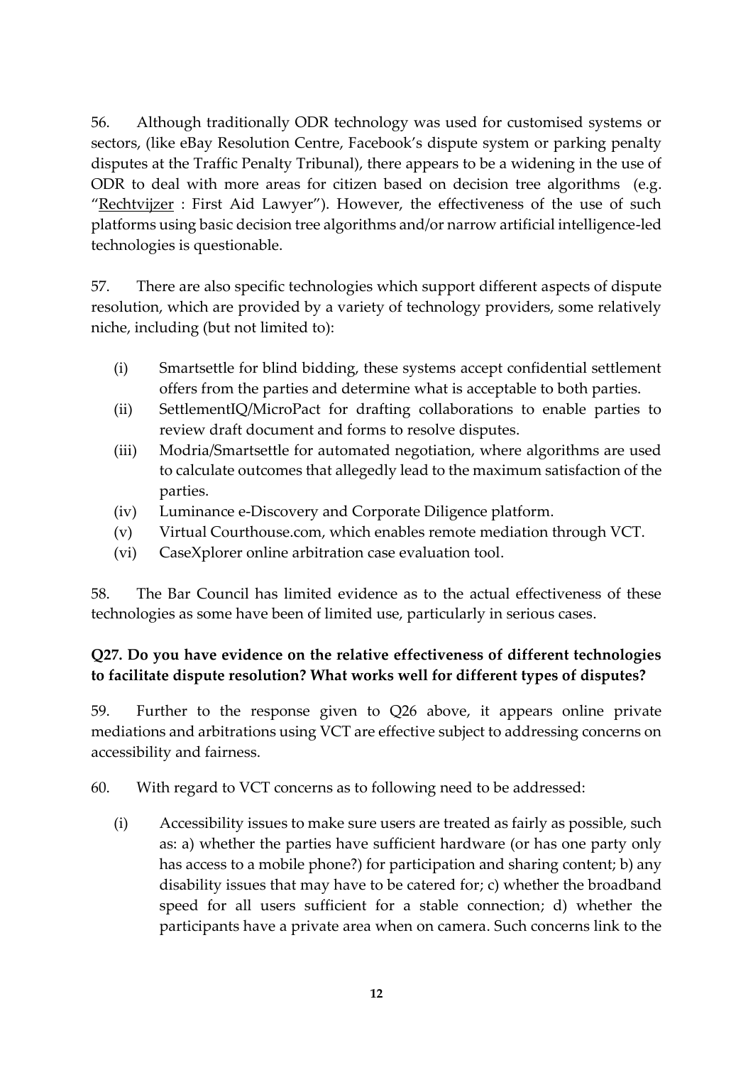56. Although traditionally ODR technology was used for customised systems or sectors, (like eBay Resolution Centre, Facebook's dispute system or parking penalty disputes at the Traffic Penalty Tribunal), there appears to be a widening in the use of ODR to deal with more areas for citizen based on decision tree algorithms (e.g. "Rechtvijzer : First Aid Lawyer"). However, the effectiveness of the use of such platforms using basic decision tree algorithms and/or narrow artificial intelligence-led technologies is questionable.

57. There are also specific technologies which support different aspects of dispute resolution, which are provided by a variety of technology providers, some relatively niche, including (but not limited to):

(i) Smartsettle for blind bidding, these systems accept confidential settlement offers from the parties and determine what is acceptable to both parties.
(ii) SettlementIQ/MicroPact for drafting collaborations to enable parties to review draft document and forms to resolve disputes.
(iii) Modria/Smartsettle for automated negotiation, where algorithms are used to calculate outcomes that allegedly lead to the maximum satisfaction of the parties.
(iv) Luminance e-Discovery and Corporate Diligence platform.
(v) Virtual Courthouse.com, which enables remote mediation through VCT.
(vi) CaseXplorer online arbitration case evaluation tool.

58. The Bar Council has limited evidence as to the actual effectiveness of these technologies as some have been of limited use, particularly in serious cases.

**Q27. Do you have evidence on the relative effectiveness of different technologies to facilitate dispute resolution? What works well for different types of disputes?**

59. Further to the response given to Q26 above, it appears online private mediations and arbitrations using VCT are effective subject to addressing concerns on accessibility and fairness.

60. With regard to VCT concerns as to following need to be addressed:

(i) Accessibility issues to make sure users are treated as fairly as possible, such as: a) whether the parties have sufficient hardware (or has one party only has access to a mobile phone?) for participation and sharing content; b) any disability issues that may have to be catered for; c) whether the broadband speed for all users sufficient for a stable connection; d) whether the participants have a private area when on camera. Such concerns link to the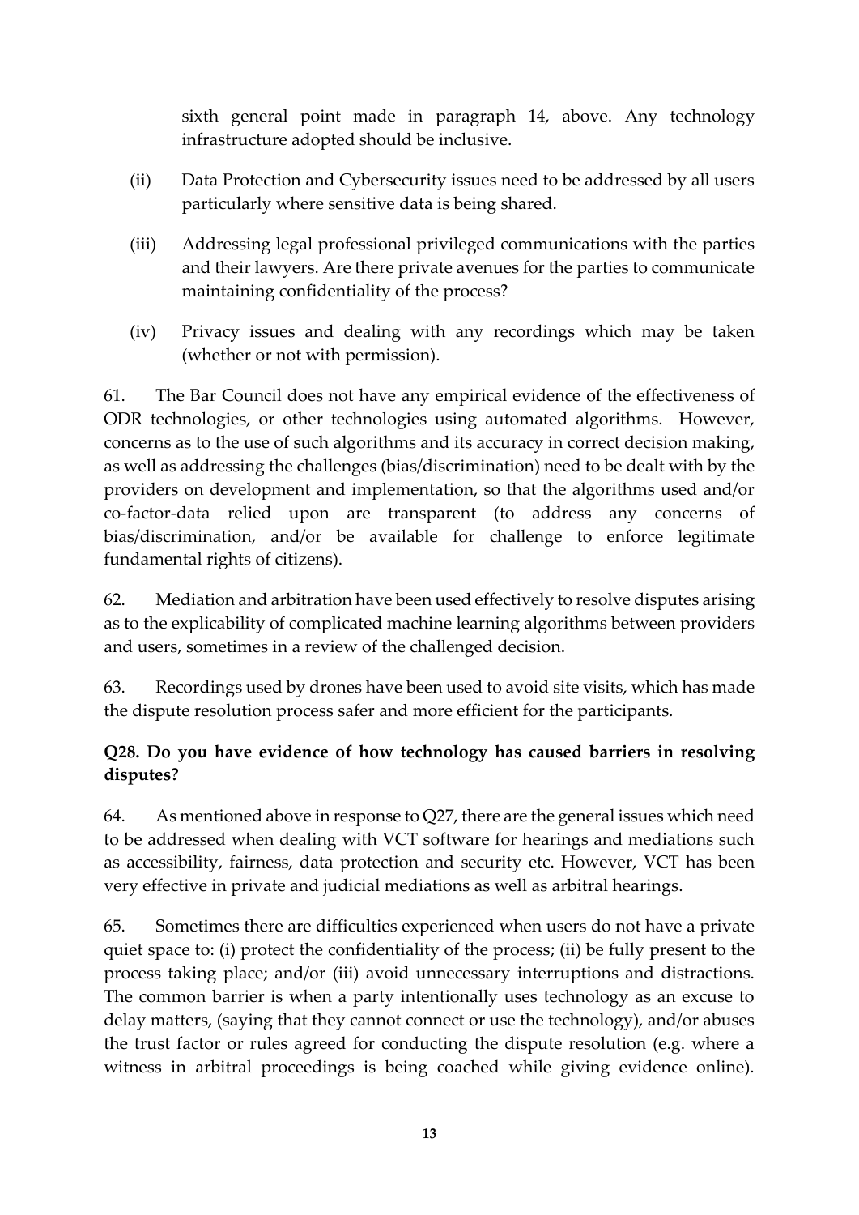sixth general point made in paragraph 14, above. Any technology infrastructure adopted should be inclusive.

(ii) Data Protection and Cybersecurity issues need to be addressed by all users particularly where sensitive data is being shared.

(iii) Addressing legal professional privileged communications with the parties and their lawyers. Are there private avenues for the parties to communicate maintaining confidentiality of the process?

(iv) Privacy issues and dealing with any recordings which may be taken (whether or not with permission).

61. The Bar Council does not have any empirical evidence of the effectiveness of ODR technologies, or other technologies using automated algorithms. However, concerns as to the use of such algorithms and its accuracy in correct decision making, as well as addressing the challenges (bias/discrimination) need to be dealt with by the providers on development and implementation, so that the algorithms used and/or co-factor-data relied upon are transparent (to address any concerns of bias/discrimination, and/or be available for challenge to enforce legitimate fundamental rights of citizens).

62. Mediation and arbitration have been used effectively to resolve disputes arising as to the explicability of complicated machine learning algorithms between providers and users, sometimes in a review of the challenged decision.

63. Recordings used by drones have been used to avoid site visits, which has made the dispute resolution process safer and more efficient for the participants.

**Q28. Do you have evidence of how technology has caused barriers in resolving disputes?**

64. As mentioned above in response to Q27, there are the general issues which need to be addressed when dealing with VCT software for hearings and mediations such as accessibility, fairness, data protection and security etc. However, VCT has been very effective in private and judicial mediations as well as arbitral hearings.

65. Sometimes there are difficulties experienced when users do not have a private quiet space to: (i) protect the confidentiality of the process; (ii) be fully present to the process taking place; and/or (iii) avoid unnecessary interruptions and distractions. The common barrier is when a party intentionally uses technology as an excuse to delay matters, (saying that they cannot connect or use the technology), and/or abuses the trust factor or rules agreed for conducting the dispute resolution (e.g. where a witness in arbitral proceedings is being coached while giving evidence online).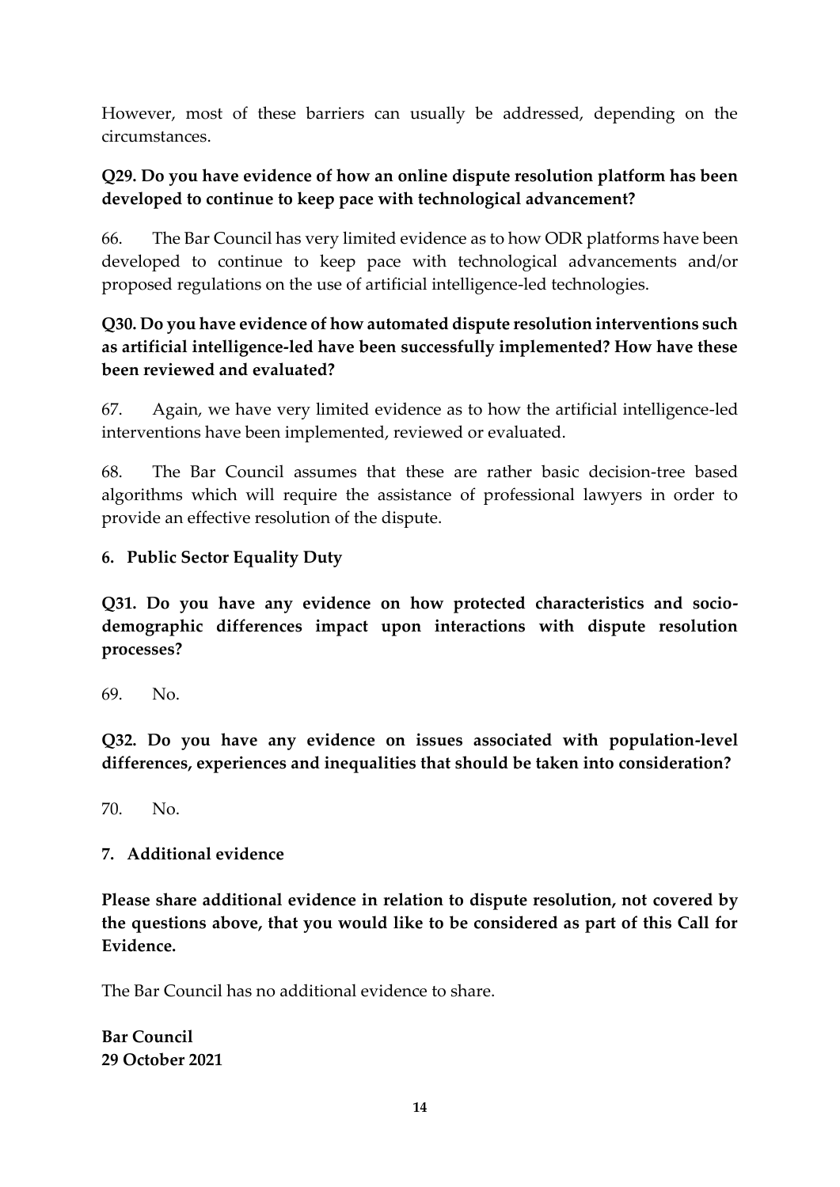However, most of these barriers can usually be addressed, depending on the circumstances.

**Q29. Do you have evidence of how an online dispute resolution platform has been developed to continue to keep pace with technological advancement?**

66. The Bar Council has very limited evidence as to how ODR platforms have been developed to continue to keep pace with technological advancements and/or proposed regulations on the use of artificial intelligence-led technologies.

**Q30. Do you have evidence of how automated dispute resolution interventions such as artificial intelligence-led have been successfully implemented? How have these been reviewed and evaluated?**

67. Again, we have very limited evidence as to how the artificial intelligence-led interventions have been implemented, reviewed or evaluated.

68. The Bar Council assumes that these are rather basic decision-tree based algorithms which will require the assistance of professional lawyers in order to provide an effective resolution of the dispute.

## 6. Public Sector Equality Duty

**Q31. Do you have any evidence on how protected characteristics and socio-demographic differences impact upon interactions with dispute resolution processes?**

69. No.

**Q32. Do you have any evidence on issues associated with population-level differences, experiences and inequalities that should be taken into consideration?**

70. No.

## 7. Additional evidence

**Please share additional evidence in relation to dispute resolution, not covered by the questions above, that you would like to be considered as part of this Call for Evidence.**

The Bar Council has no additional evidence to share.

**Bar Council**
**29 October 2021**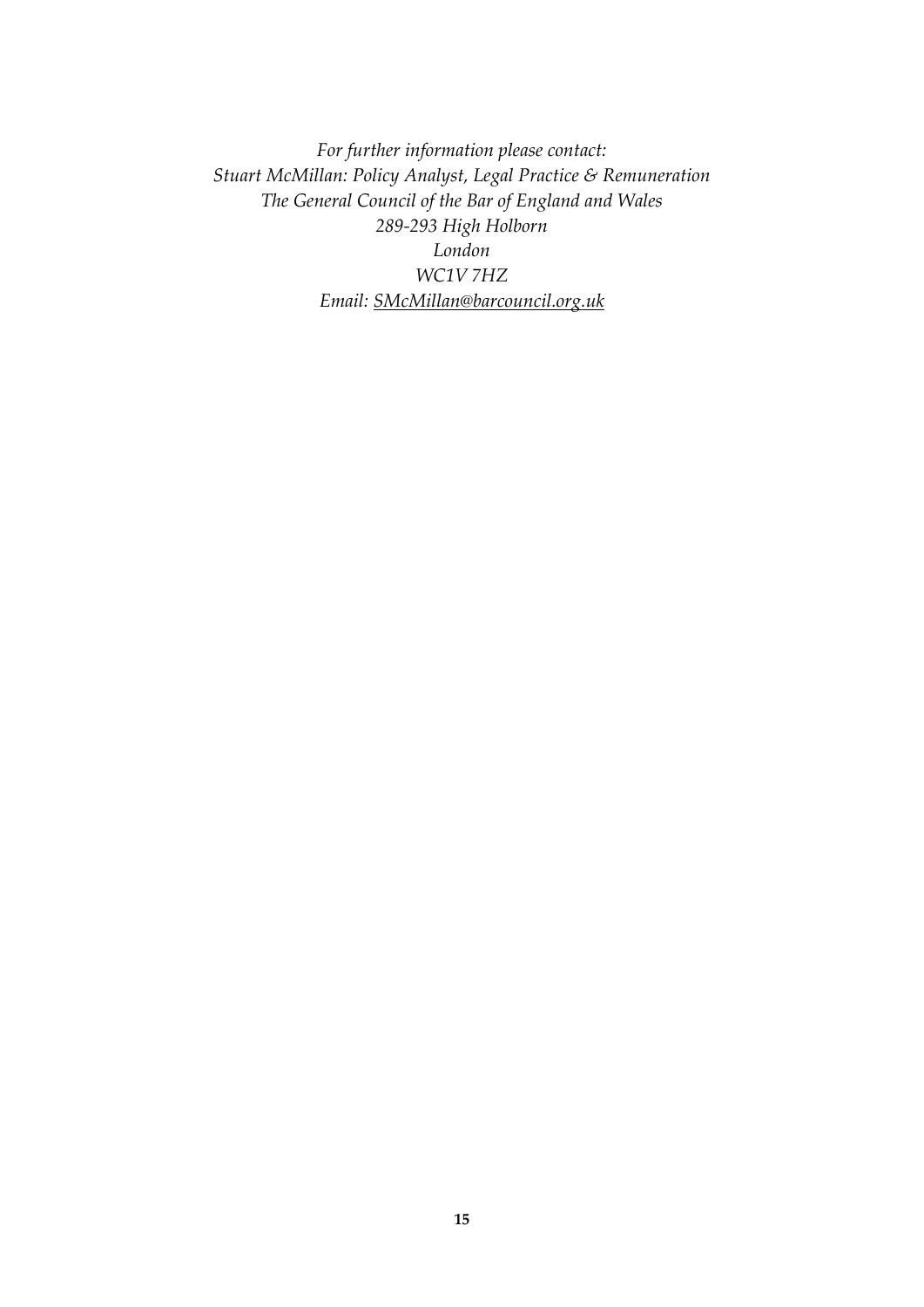*For further information please contact:*
*Stuart McMillan: Policy Analyst, Legal Practice & Remuneration*
*The General Council of the Bar of England and Wales*
*289-293 High Holborn*
*London*
*WC1V 7HZ*
*Email: SMcMillan@barcouncil.org.uk*